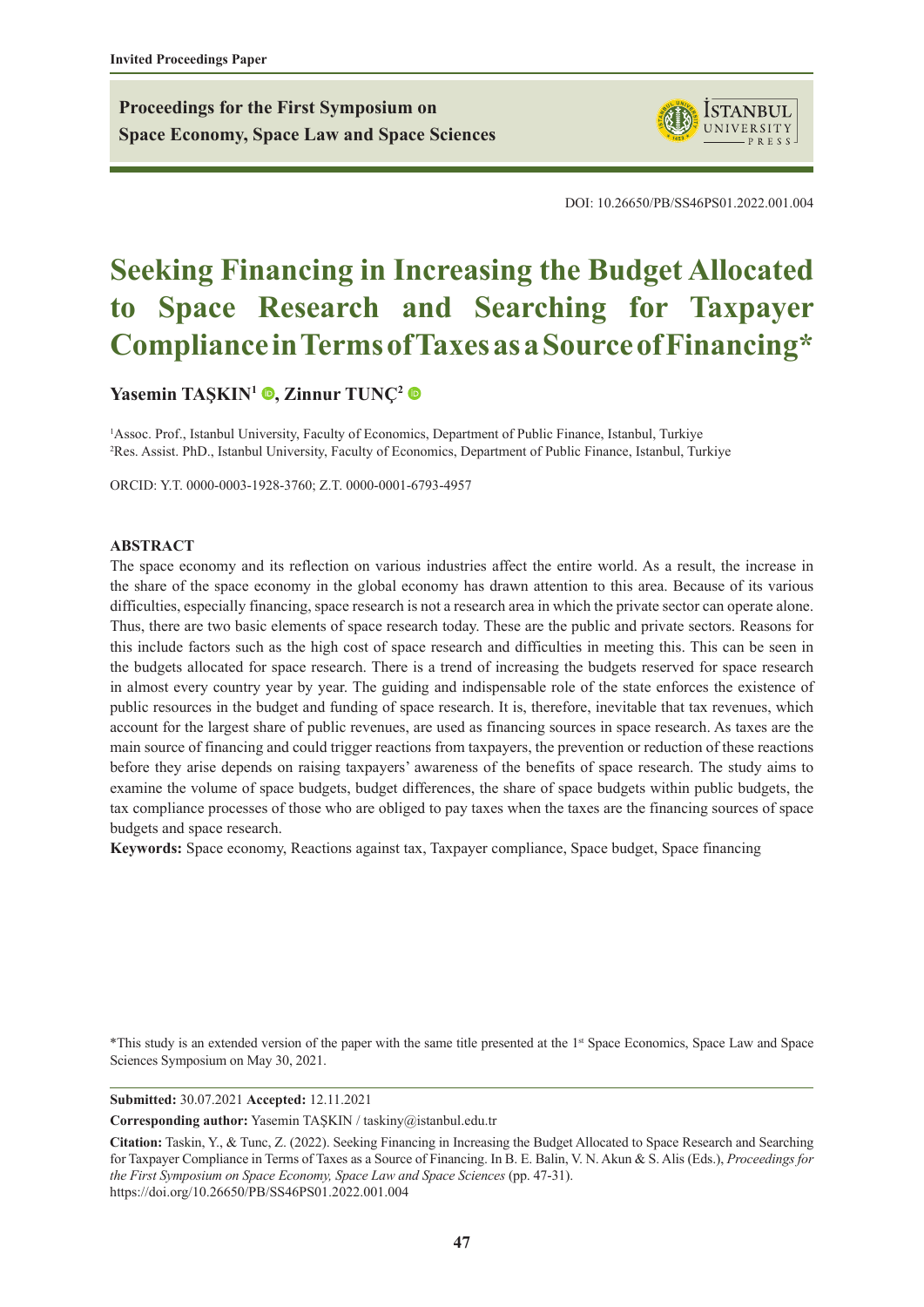Invited Proceedings Paper

**Proceedings for the First Symposium on Space Economy, Space Law and Space Sciences**

DOI: 10.26650/PB/SS46PS01.2022.001.004

# Seeking Financing in Increasing the Budget Allocated to Space Research and Searching for Taxpayer Compliance in Terms of Taxes as a Source of Financing*

**Yasemin TAŞKIN[1], Zinnur TUNÇ[2]**

[1]Assoc. Prof., Istanbul University, Faculty of Economics, Department of Public Finance, Istanbul, Turkiye
[2]Res. Assist. PhD., Istanbul University, Faculty of Economics, Department of Public Finance, Istanbul, Turkiye

ORCID: Y.T. 0000-0003-1928-3760; Z.T. 0000-0001-6793-4957

## ABSTRACT

The space economy and its reflection on various industries affect the entire world. As a result, the increase in the share of the space economy in the global economy has drawn attention to this area. Because of its various difficulties, especially financing, space research is not a research area in which the private sector can operate alone. Thus, there are two basic elements of space research today. These are the public and private sectors. Reasons for this include factors such as the high cost of space research and difficulties in meeting this. This can be seen in the budgets allocated for space research. There is a trend of increasing the budgets reserved for space research in almost every country year by year. The guiding and indispensable role of the state enforces the existence of public resources in the budget and funding of space research. It is, therefore, inevitable that tax revenues, which account for the largest share of public revenues, are used as financing sources in space research. As taxes are the main source of financing and could trigger reactions from taxpayers, the prevention or reduction of these reactions before they arise depends on raising taxpayers' awareness of the benefits of space research. The study aims to examine the volume of space budgets, budget differences, the share of space budgets within public budgets, the tax compliance processes of those who are obliged to pay taxes when the taxes are the financing sources of space budgets and space research.

**Keywords:** Space economy, Reactions against tax, Taxpayer compliance, Space budget, Space financing

*This study is an extended version of the paper with the same title presented at the 1st Space Economics, Space Law and Space Sciences Symposium on May 30, 2021.

**Submitted:** 30.07.2021 **Accepted:** 12.11.2021

**Corresponding author:** Yasemin TAŞKIN / taskiny@istanbul.edu.tr

**Citation:** Taskin, Y., & Tunc, Z. (2022). Seeking Financing in Increasing the Budget Allocated to Space Research and Searching for Taxpayer Compliance in Terms of Taxes as a Source of Financing. In B. E. Balin, V. N. Akun & S. Alis (Eds.), *Proceedings for the First Symposium on Space Economy, Space Law and Space Sciences* (pp. 47-31). https://doi.org/10.26650/PB/SS46PS01.2022.001.004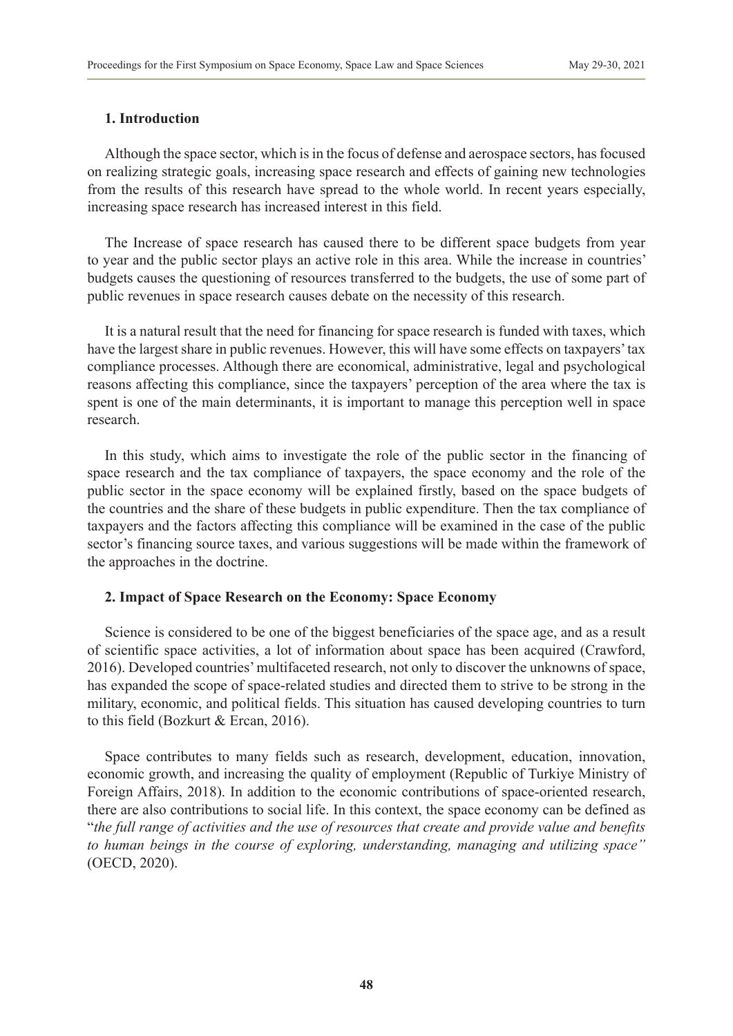## 1. Introduction

Although the space sector, which is in the focus of defense and aerospace sectors, has focused on realizing strategic goals, increasing space research and effects of gaining new technologies from the results of this research have spread to the whole world. In recent years especially, increasing space research has increased interest in this field.

The Increase of space research has caused there to be different space budgets from year to year and the public sector plays an active role in this area. While the increase in countries' budgets causes the questioning of resources transferred to the budgets, the use of some part of public revenues in space research causes debate on the necessity of this research.

It is a natural result that the need for financing for space research is funded with taxes, which have the largest share in public revenues. However, this will have some effects on taxpayers' tax compliance processes. Although there are economical, administrative, legal and psychological reasons affecting this compliance, since the taxpayers' perception of the area where the tax is spent is one of the main determinants, it is important to manage this perception well in space research.

In this study, which aims to investigate the role of the public sector in the financing of space research and the tax compliance of taxpayers, the space economy and the role of the public sector in the space economy will be explained firstly, based on the space budgets of the countries and the share of these budgets in public expenditure. Then the tax compliance of taxpayers and the factors affecting this compliance will be examined in the case of the public sector's financing source taxes, and various suggestions will be made within the framework of the approaches in the doctrine.

## 2. Impact of Space Research on the Economy: Space Economy

Science is considered to be one of the biggest beneficiaries of the space age, and as a result of scientific space activities, a lot of information about space has been acquired (Crawford, 2016). Developed countries' multifaceted research, not only to discover the unknowns of space, has expanded the scope of space-related studies and directed them to strive to be strong in the military, economic, and political fields. This situation has caused developing countries to turn to this field (Bozkurt & Ercan, 2016).

Space contributes to many fields such as research, development, education, innovation, economic growth, and increasing the quality of employment (Republic of Turkiye Ministry of Foreign Affairs, 2018). In addition to the economic contributions of space-oriented research, there are also contributions to social life. In this context, the space economy can be defined as "*the full range of activities and the use of resources that create and provide value and benefits to human beings in the course of exploring, understanding, managing and utilizing space"* (OECD, 2020).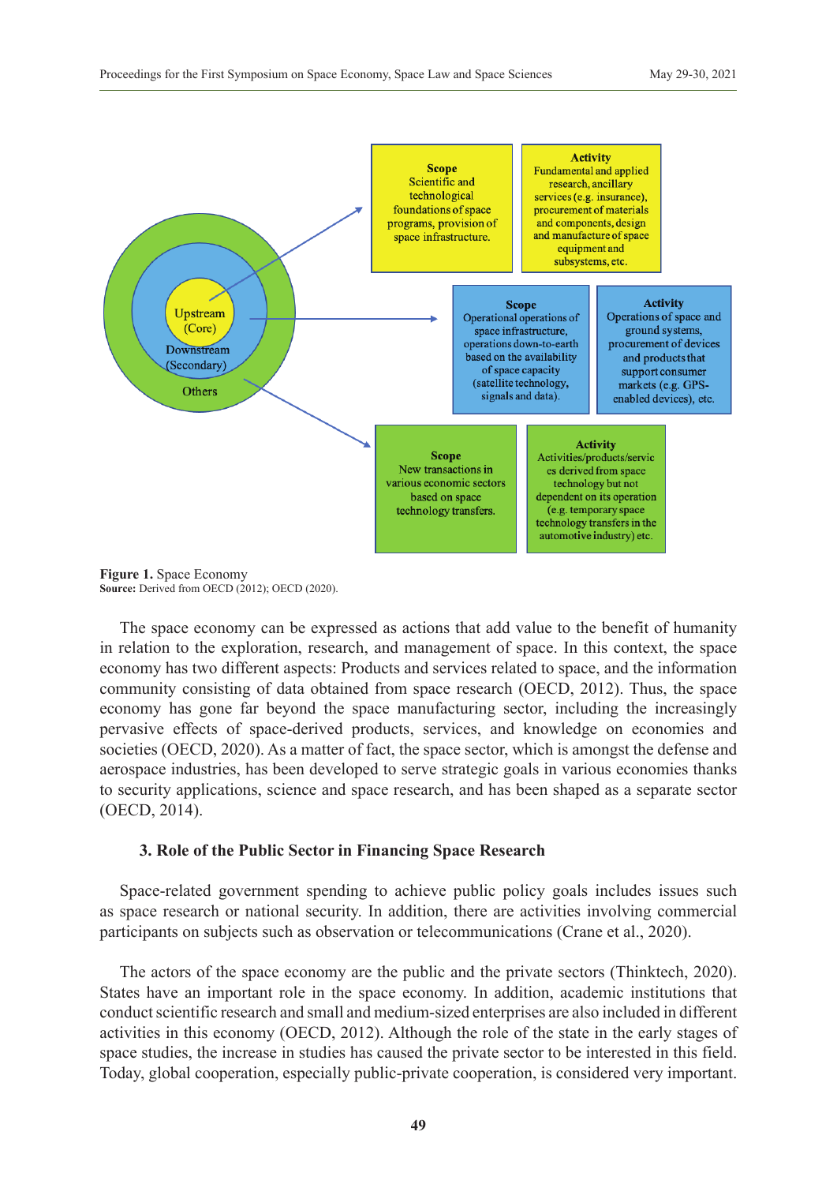| | Scope | Activity |
| --- | --- | --- |
| Upstream (Core) | Scientific and technological foundations of space programs, provision of space infrastructure. | Fundamental and applied research, ancillary services (e.g. insurance), procurement of materials and components, design and manufacture of space equipment and subsystems, etc. |
| Downstream (Secondary) | Operational operations of space infrastructure, operations down-to-earth based on the availability of space capacity (satellite technology, signals and data). | Operations of space and ground systems, procurement of devices and products that support consumer markets (e.g. GPS-enabled devices), etc. |
| Others | New transactions in various economic sectors based on space technology transfers. | Activities/products/services derived from space technology but not dependent on its operation (e.g. temporary space technology transfers in the automotive industry) etc. |

**Figure 1.** Space Economy
**Source:** Derived from OECD (2012); OECD (2020).

The space economy can be expressed as actions that add value to the benefit of humanity in relation to the exploration, research, and management of space. In this context, the space economy has two different aspects: Products and services related to space, and the information community consisting of data obtained from space research (OECD, 2012). Thus, the space economy has gone far beyond the space manufacturing sector, including the increasingly pervasive effects of space-derived products, services, and knowledge on economies and societies (OECD, 2020). As a matter of fact, the space sector, which is amongst the defense and aerospace industries, has been developed to serve strategic goals in various economies thanks to security applications, science and space research, and has been shaped as a separate sector (OECD, 2014).

### 3. Role of the Public Sector in Financing Space Research

Space-related government spending to achieve public policy goals includes issues such as space research or national security. In addition, there are activities involving commercial participants on subjects such as observation or telecommunications (Crane et al., 2020).

The actors of the space economy are the public and the private sectors (Thinktech, 2020). States have an important role in the space economy. In addition, academic institutions that conduct scientific research and small and medium-sized enterprises are also included in different activities in this economy (OECD, 2012). Although the role of the state in the early stages of space studies, the increase in studies has caused the private sector to be interested in this field. Today, global cooperation, especially public-private cooperation, is considered very important.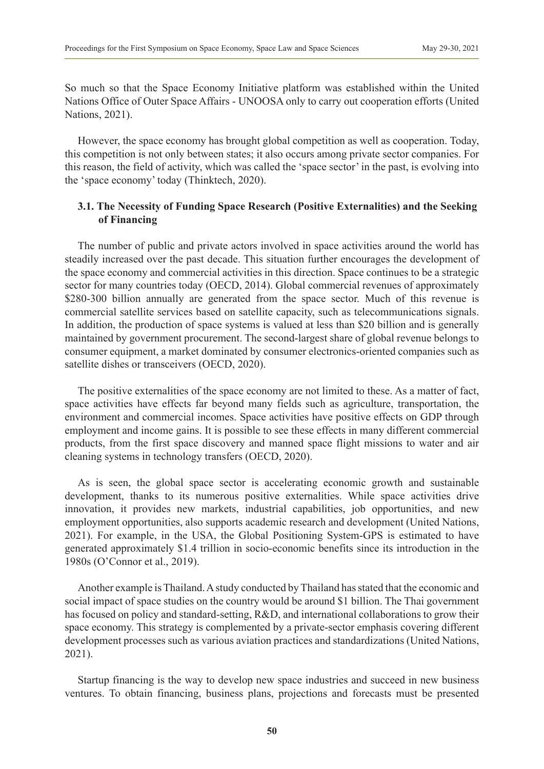So much so that the Space Economy Initiative platform was established within the United Nations Office of Outer Space Affairs - UNOOSA only to carry out cooperation efforts (United Nations, 2021).

However, the space economy has brought global competition as well as cooperation. Today, this competition is not only between states; it also occurs among private sector companies. For this reason, the field of activity, which was called the 'space sector' in the past, is evolving into the 'space economy' today (Thinktech, 2020).

### 3.1. The Necessity of Funding Space Research (Positive Externalities) and the Seeking of Financing

The number of public and private actors involved in space activities around the world has steadily increased over the past decade. This situation further encourages the development of the space economy and commercial activities in this direction. Space continues to be a strategic sector for many countries today (OECD, 2014). Global commercial revenues of approximately $280-300 billion annually are generated from the space sector. Much of this revenue is commercial satellite services based on satellite capacity, such as telecommunications signals. In addition, the production of space systems is valued at less than $20 billion and is generally maintained by government procurement. The second-largest share of global revenue belongs to consumer equipment, a market dominated by consumer electronics-oriented companies such as satellite dishes or transceivers (OECD, 2020).

The positive externalities of the space economy are not limited to these. As a matter of fact, space activities have effects far beyond many fields such as agriculture, transportation, the environment and commercial incomes. Space activities have positive effects on GDP through employment and income gains. It is possible to see these effects in many different commercial products, from the first space discovery and manned space flight missions to water and air cleaning systems in technology transfers (OECD, 2020).

As is seen, the global space sector is accelerating economic growth and sustainable development, thanks to its numerous positive externalities. While space activities drive innovation, it provides new markets, industrial capabilities, job opportunities, and new employment opportunities, also supports academic research and development (United Nations, 2021). For example, in the USA, the Global Positioning System-GPS is estimated to have generated approximately $1.4 trillion in socio-economic benefits since its introduction in the 1980s (O'Connor et al., 2019).

Another example is Thailand. A study conducted by Thailand has stated that the economic and social impact of space studies on the country would be around $1 billion. The Thai government has focused on policy and standard-setting, R&D, and international collaborations to grow their space economy. This strategy is complemented by a private-sector emphasis covering different development processes such as various aviation practices and standardizations (United Nations, 2021).

Startup financing is the way to develop new space industries and succeed in new business ventures. To obtain financing, business plans, projections and forecasts must be presented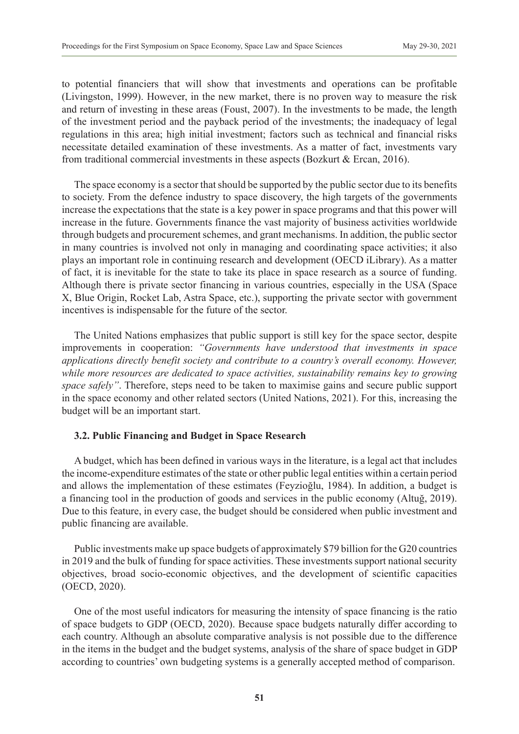to potential financiers that will show that investments and operations can be profitable (Livingston, 1999). However, in the new market, there is no proven way to measure the risk and return of investing in these areas (Foust, 2007). In the investments to be made, the length of the investment period and the payback period of the investments; the inadequacy of legal regulations in this area; high initial investment; factors such as technical and financial risks necessitate detailed examination of these investments. As a matter of fact, investments vary from traditional commercial investments in these aspects (Bozkurt & Ercan, 2016).

The space economy is a sector that should be supported by the public sector due to its benefits to society. From the defence industry to space discovery, the high targets of the governments increase the expectations that the state is a key power in space programs and that this power will increase in the future. Governments finance the vast majority of business activities worldwide through budgets and procurement schemes, and grant mechanisms. In addition, the public sector in many countries is involved not only in managing and coordinating space activities; it also plays an important role in continuing research and development (OECD iLibrary). As a matter of fact, it is inevitable for the state to take its place in space research as a source of funding. Although there is private sector financing in various countries, especially in the USA (Space X, Blue Origin, Rocket Lab, Astra Space, etc.), supporting the private sector with government incentives is indispensable for the future of the sector.

The United Nations emphasizes that public support is still key for the space sector, despite improvements in cooperation: *"Governments have understood that investments in space applications directly benefit society and contribute to a country's overall economy. However, while more resources are dedicated to space activities, sustainability remains key to growing space safely"*. Therefore, steps need to be taken to maximise gains and secure public support in the space economy and other related sectors (United Nations, 2021). For this, increasing the budget will be an important start.

### 3.2. Public Financing and Budget in Space Research

A budget, which has been defined in various ways in the literature, is a legal act that includes the income-expenditure estimates of the state or other public legal entities within a certain period and allows the implementation of these estimates (Feyzioğlu, 1984). In addition, a budget is a financing tool in the production of goods and services in the public economy (Altuğ, 2019). Due to this feature, in every case, the budget should be considered when public investment and public financing are available.

Public investments make up space budgets of approximately $79 billion for the G20 countries in 2019 and the bulk of funding for space activities. These investments support national security objectives, broad socio-economic objectives, and the development of scientific capacities (OECD, 2020).

One of the most useful indicators for measuring the intensity of space financing is the ratio of space budgets to GDP (OECD, 2020). Because space budgets naturally differ according to each country. Although an absolute comparative analysis is not possible due to the difference in the items in the budget and the budget systems, analysis of the share of space budget in GDP according to countries' own budgeting systems is a generally accepted method of comparison.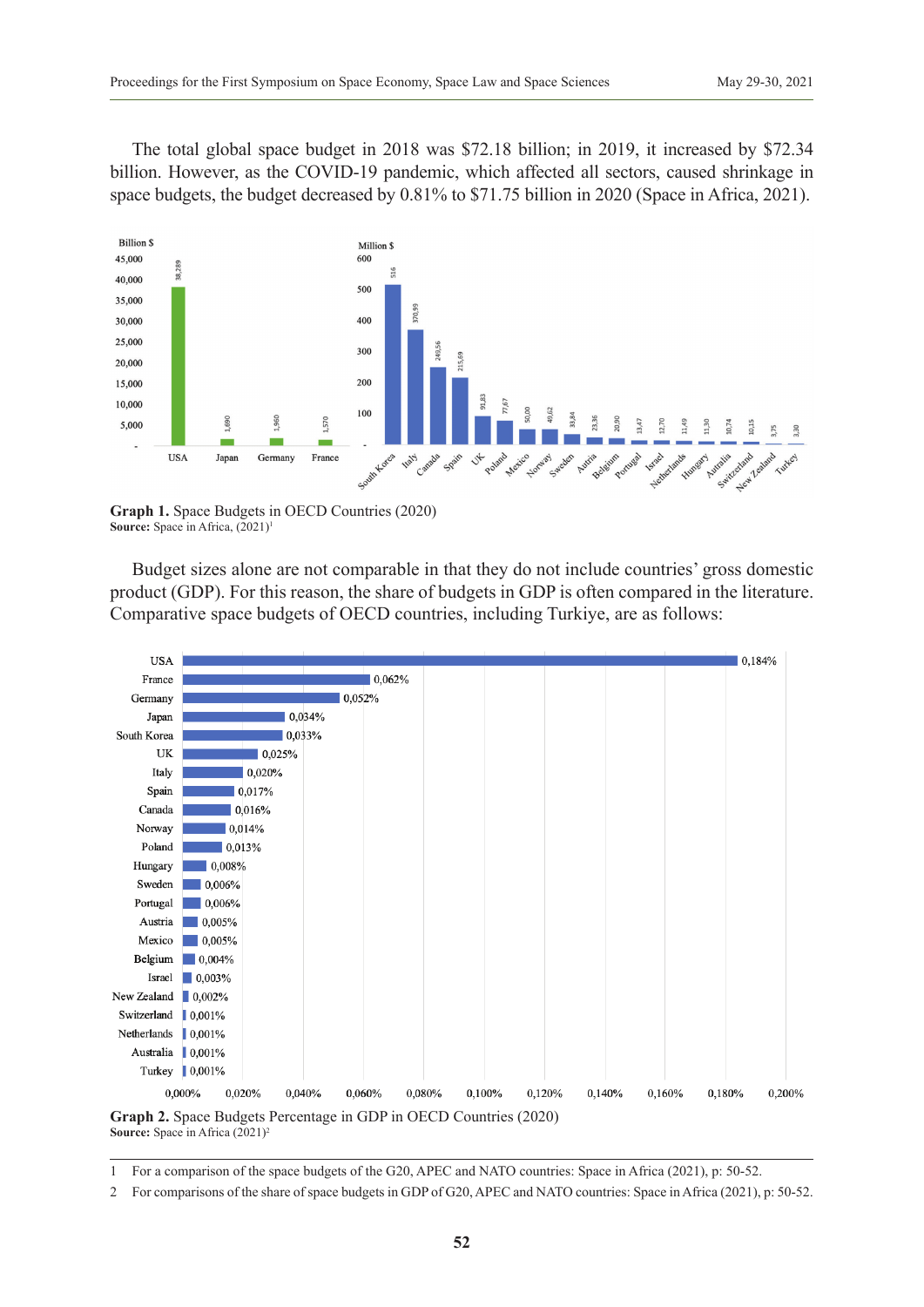The total global space budget in 2018 was $72.18 billion; in 2019, it increased by $72.34 billion. However, as the COVID-19 pandemic, which affected all sectors, caused shrinkage in space budgets, the budget decreased by 0.81% to $71.75 billion in 2020 (Space in Africa, 2021).

| Country | Billion $ |
|---|---|
| USA | 38,289 |
| Japan | 1,690 |
| Germany | 1,960 |
| France | 1,570 |

| Country | Million $ |
|---|---|
| South Korea | 516 |
| Italy | 370,99 |
| Canada | 249,56 |
| Spain | 215,69 |
| UK | 91,83 |
| Poland | 77,67 |
| Mexico | 50,00 |
| Norway | 49,62 |
| Sweden | 33,84 |
| Autria | 23,36 |
| Belgium | 20,90 |
| Portugal | 13,47 |
| Israel | 12,70 |
| Netherlands | 11,49 |
| Hungary | 11,30 |
| Australia | 10,74 |
| Switzerland | 10,15 |
| New Zealand | 3,75 |
| Turkey | 3,30 |

**Graph 1.** Space Budgets in OECD Countries (2020)
**Source:** Space in Africa, (2021)[1]

Budget sizes alone are not comparable in that they do not include countries' gross domestic product (GDP). For this reason, the share of budgets in GDP is often compared in the literature. Comparative space budgets of OECD countries, including Turkiye, are as follows:

| Country | Share in GDP |
|---|---|
| USA | 0,184% |
| France | 0,062% |
| Germany | 0,052% |
| Japan | 0,034% |
| South Korea | 0,033% |
| UK | 0,025% |
| Italy | 0,020% |
| Spain | 0,017% |
| Canada | 0,016% |
| Norway | 0,014% |
| Poland | 0,013% |
| Hungary | 0,008% |
| Sweden | 0,006% |
| Portugal | 0,006% |
| Austria | 0,005% |
| Mexico | 0,005% |
| Belgium | 0,004% |
| Israel | 0,003% |
| New Zealand | 0,002% |
| Switzerland | 0,001% |
| Netherlands | 0,001% |
| Australia | 0,001% |
| Turkey | 0,001% |

**Graph 2.** Space Budgets Percentage in GDP in OECD Countries (2020)
**Source:** Space in Africa (2021)[2]

---

1 For a comparison of the space budgets of the G20, APEC and NATO countries: Space in Africa (2021), p: 50-52.

2 For comparisons of the share of space budgets in GDP of G20, APEC and NATO countries: Space in Africa (2021), p: 50-52.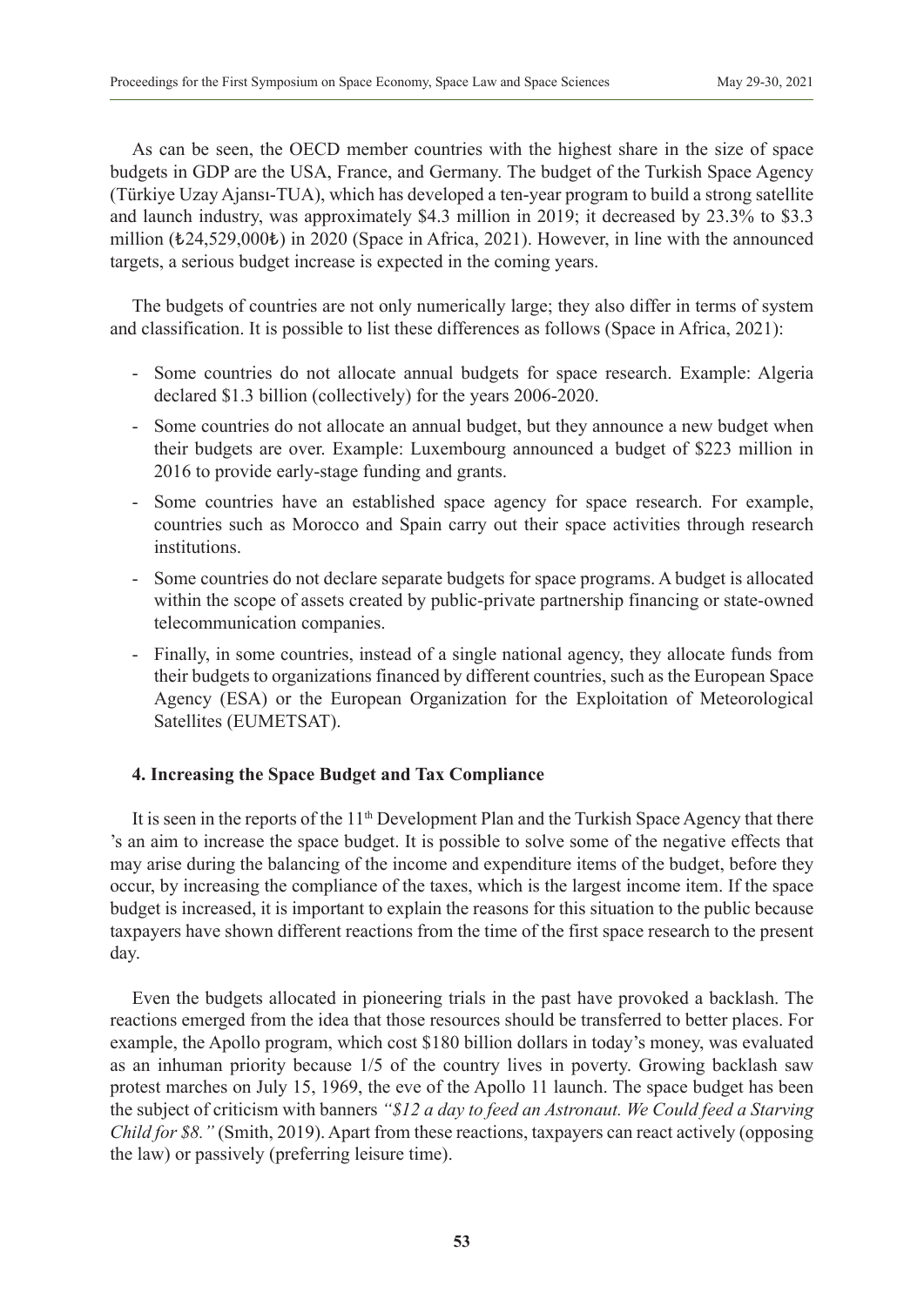As can be seen, the OECD member countries with the highest share in the size of space budgets in GDP are the USA, France, and Germany. The budget of the Turkish Space Agency (Türkiye Uzay Ajansı-TUA), which has developed a ten-year program to build a strong satellite and launch industry, was approximately $4.3 million in 2019; it decreased by 23.3% to $3.3 million (₺24,529,000₺) in 2020 (Space in Africa, 2021). However, in line with the announced targets, a serious budget increase is expected in the coming years.

The budgets of countries are not only numerically large; they also differ in terms of system and classification. It is possible to list these differences as follows (Space in Africa, 2021):

- Some countries do not allocate annual budgets for space research. Example: Algeria declared $1.3 billion (collectively) for the years 2006-2020.
- Some countries do not allocate an annual budget, but they announce a new budget when their budgets are over. Example: Luxembourg announced a budget of $223 million in 2016 to provide early-stage funding and grants.
- Some countries have an established space agency for space research. For example, countries such as Morocco and Spain carry out their space activities through research institutions.
- Some countries do not declare separate budgets for space programs. A budget is allocated within the scope of assets created by public-private partnership financing or state-owned telecommunication companies.
- Finally, in some countries, instead of a single national agency, they allocate funds from their budgets to organizations financed by different countries, such as the European Space Agency (ESA) or the European Organization for the Exploitation of Meteorological Satellites (EUMETSAT).

#### 4. Increasing the Space Budget and Tax Compliance

It is seen in the reports of the 11th Development Plan and the Turkish Space Agency that there 's an aim to increase the space budget. It is possible to solve some of the negative effects that may arise during the balancing of the income and expenditure items of the budget, before they occur, by increasing the compliance of the taxes, which is the largest income item. If the space budget is increased, it is important to explain the reasons for this situation to the public because taxpayers have shown different reactions from the time of the first space research to the present day.

Even the budgets allocated in pioneering trials in the past have provoked a backlash. The reactions emerged from the idea that those resources should be transferred to better places. For example, the Apollo program, which cost $180 billion dollars in today's money, was evaluated as an inhuman priority because 1/5 of the country lives in poverty. Growing backlash saw protest marches on July 15, 1969, the eve of the Apollo 11 launch. The space budget has been the subject of criticism with banners *"$12 a day to feed an Astronaut. We Could feed a Starving Child for $8."* (Smith, 2019). Apart from these reactions, taxpayers can react actively (opposing the law) or passively (preferring leisure time).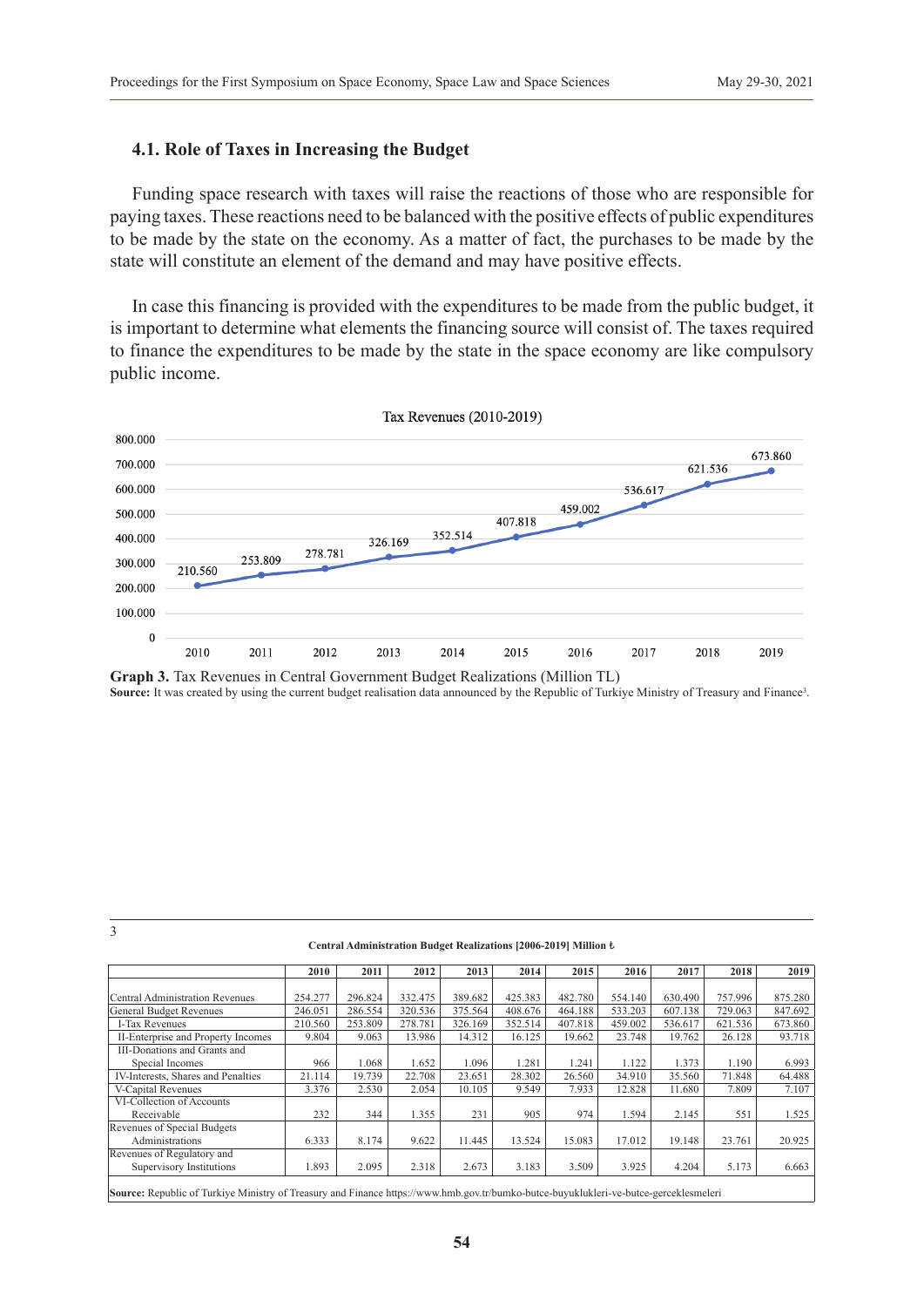### 4.1. Role of Taxes in Increasing the Budget

Funding space research with taxes will raise the reactions of those who are responsible for paying taxes. These reactions need to be balanced with the positive effects of public expenditures to be made by the state on the economy. As a matter of fact, the purchases to be made by the state will constitute an element of the demand and may have positive effects.

In case this financing is provided with the expenditures to be made from the public budget, it is important to determine what elements the financing source will consist of. The taxes required to finance the expenditures to be made by the state in the space economy are like compulsory public income.

Tax Revenues (2010-2019)

| Year | 2010 | 2011 | 2012 | 2013 | 2014 | 2015 | 2016 | 2017 | 2018 | 2019 |
|---|---|---|---|---|---|---|---|---|---|---|
| Tax Revenues | 210.560 | 253.809 | 278.781 | 326.169 | 352.514 | 407.818 | 459.002 | 536.617 | 621.536 | 673.860 |

**Graph 3.** Tax Revenues in Central Government Budget Realizations (Million TL)

**Source:** It was created by using the current budget realisation data announced by the Republic of Turkiye Ministry of Treasury and Finance[3].

---

[3]

**Central Administration Budget Realizations [2006-2019] Million ₺**

| | 2010 | 2011 | 2012 | 2013 | 2014 | 2015 | 2016 | 2017 | 2018 | 2019 |
|---|---|---|---|---|---|---|---|---|---|---|
| Central Administration Revenues | 254.277 | 296.824 | 332.475 | 389.682 | 425.383 | 482.780 | 554.140 | 630.490 | 757.996 | 875.280 |
| General Budget Revenues | 246.051 | 286.554 | 320.536 | 375.564 | 408.676 | 464.188 | 533.203 | 607.138 | 729.063 | 847.692 |
| I-Tax Revenues | 210.560 | 253.809 | 278.781 | 326.169 | 352.514 | 407.818 | 459.002 | 536.617 | 621.536 | 673.860 |
| II-Enterprise and Property Incomes | 9.804 | 9.063 | 13.986 | 14.312 | 16.125 | 19.662 | 23.748 | 19.762 | 26.128 | 93.718 |
| III-Donations and Grants and Special Incomes | 966 | 1.068 | 1.652 | 1.096 | 1.281 | 1.241 | 1.122 | 1.373 | 1.190 | 6.993 |
| IV-Interests, Shares and Penalties | 21.114 | 19.739 | 22.708 | 23.651 | 28.302 | 26.560 | 34.910 | 35.560 | 71.848 | 64.488 |
| V-Capital Revenues | 3.376 | 2.530 | 2.054 | 10.105 | 9.549 | 7.933 | 12.828 | 11.680 | 7.809 | 7.107 |
| VI-Collection of Accounts Receivable | 232 | 344 | 1.355 | 231 | 905 | 974 | 1.594 | 2.145 | 551 | 1.525 |
| Revenues of Special Budgets Administrations | 6.333 | 8.174 | 9.622 | 11.445 | 13.524 | 15.083 | 17.012 | 19.148 | 23.761 | 20.925 |
| Revenues of Regulatory and Supervisory Institutions | 1.893 | 2.095 | 2.318 | 2.673 | 3.183 | 3.509 | 3.925 | 4.204 | 5.173 | 6.663 |

**Source:** Republic of Turkiye Ministry of Treasury and Finance https://www.hmb.gov.tr/bumko-butce-buyuklukleri-ve-butce-gerceklesmeleri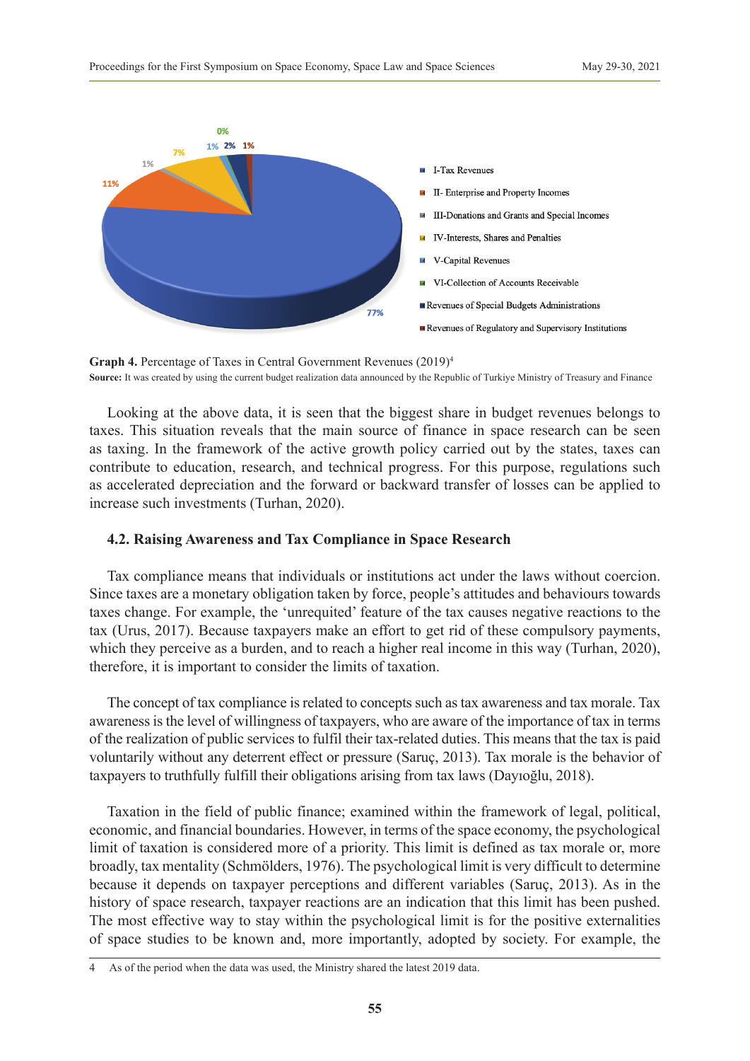Graph 4 (pie chart) data:

| Category | Percentage |
| --- | --- |
| I-Tax Revenues | 77% |
| II- Enterprise and Property Incomes | 11% |
| III-Donations and Grants and Special Incomes | 1% |
| IV-Interests, Shares and Penalties | 7% |
| V-Capital Revenues | 1% |
| VI-Collection of Accounts Receivable | 0% |
| Revenues of Special Budgets Administrations | 2% |
| Revenues of Regulatory and Supervisory Institutions | 1% |

**Graph 4.** Percentage of Taxes in Central Government Revenues (2019)[4]

**Source:** It was created by using the current budget realization data announced by the Republic of Turkiye Ministry of Treasury and Finance

Looking at the above data, it is seen that the biggest share in budget revenues belongs to taxes. This situation reveals that the main source of finance in space research can be seen as taxing. In the framework of the active growth policy carried out by the states, taxes can contribute to education, research, and technical progress. For this purpose, regulations such as accelerated depreciation and the forward or backward transfer of losses can be applied to increase such investments (Turhan, 2020).

### 4.2. Raising Awareness and Tax Compliance in Space Research

Tax compliance means that individuals or institutions act under the laws without coercion. Since taxes are a monetary obligation taken by force, people's attitudes and behaviours towards taxes change. For example, the 'unrequited' feature of the tax causes negative reactions to the tax (Urus, 2017). Because taxpayers make an effort to get rid of these compulsory payments, which they perceive as a burden, and to reach a higher real income in this way (Turhan, 2020), therefore, it is important to consider the limits of taxation.

The concept of tax compliance is related to concepts such as tax awareness and tax morale. Tax awareness is the level of willingness of taxpayers, who are aware of the importance of tax in terms of the realization of public services to fulfil their tax-related duties. This means that the tax is paid voluntarily without any deterrent effect or pressure (Saruç, 2013). Tax morale is the behavior of taxpayers to truthfully fulfill their obligations arising from tax laws (Dayıoğlu, 2018).

Taxation in the field of public finance; examined within the framework of legal, political, economic, and financial boundaries. However, in terms of the space economy, the psychological limit of taxation is considered more of a priority. This limit is defined as tax morale or, more broadly, tax mentality (Schmölders, 1976). The psychological limit is very difficult to determine because it depends on taxpayer perceptions and different variables (Saruç, 2013). As in the history of space research, taxpayer reactions are an indication that this limit has been pushed. The most effective way to stay within the psychological limit is for the positive externalities of space studies to be known and, more importantly, adopted by society. For example, the

4 As of the period when the data was used, the Ministry shared the latest 2019 data.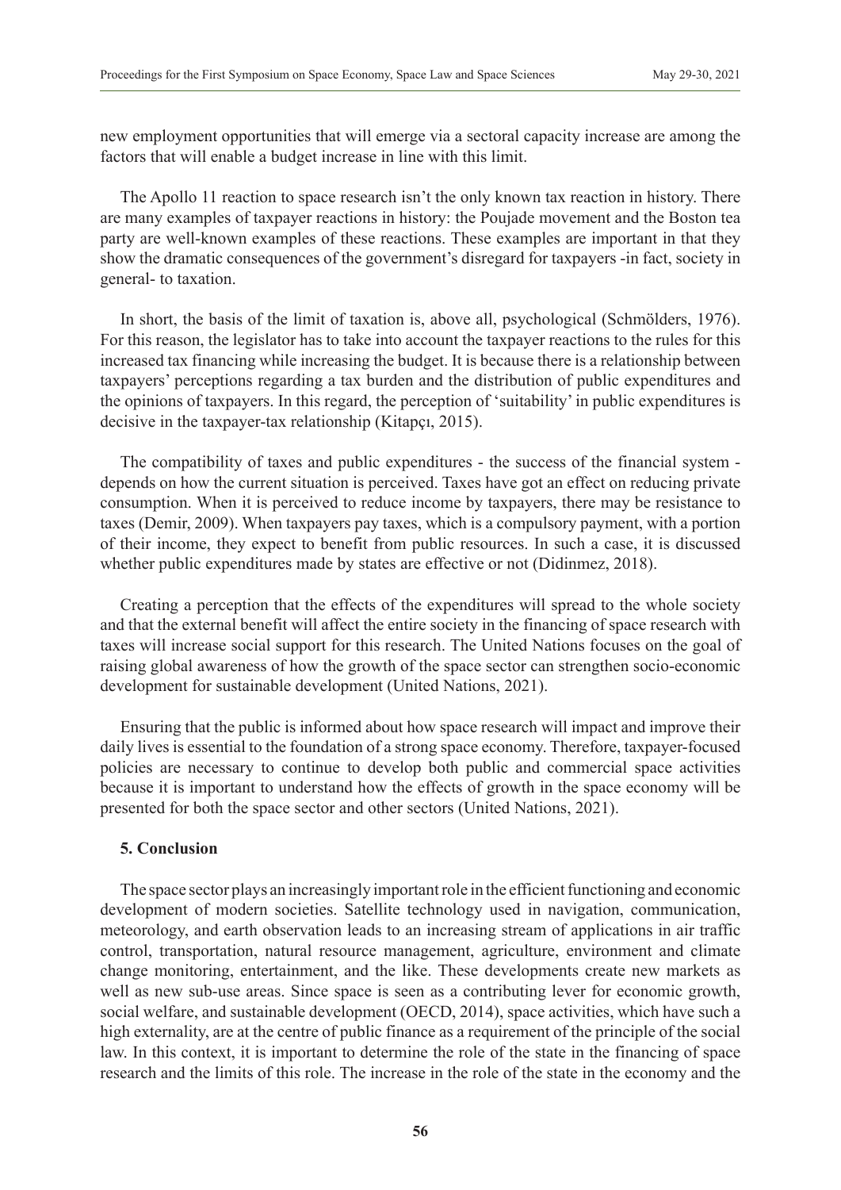new employment opportunities that will emerge via a sectoral capacity increase are among the factors that will enable a budget increase in line with this limit.

The Apollo 11 reaction to space research isn't the only known tax reaction in history. There are many examples of taxpayer reactions in history: the Poujade movement and the Boston tea party are well-known examples of these reactions. These examples are important in that they show the dramatic consequences of the government's disregard for taxpayers -in fact, society in general- to taxation.

In short, the basis of the limit of taxation is, above all, psychological (Schmölders, 1976). For this reason, the legislator has to take into account the taxpayer reactions to the rules for this increased tax financing while increasing the budget. It is because there is a relationship between taxpayers' perceptions regarding a tax burden and the distribution of public expenditures and the opinions of taxpayers. In this regard, the perception of 'suitability' in public expenditures is decisive in the taxpayer-tax relationship (Kitapçı, 2015).

The compatibility of taxes and public expenditures - the success of the financial system - depends on how the current situation is perceived. Taxes have got an effect on reducing private consumption. When it is perceived to reduce income by taxpayers, there may be resistance to taxes (Demir, 2009). When taxpayers pay taxes, which is a compulsory payment, with a portion of their income, they expect to benefit from public resources. In such a case, it is discussed whether public expenditures made by states are effective or not (Didinmez, 2018).

Creating a perception that the effects of the expenditures will spread to the whole society and that the external benefit will affect the entire society in the financing of space research with taxes will increase social support for this research. The United Nations focuses on the goal of raising global awareness of how the growth of the space sector can strengthen socio-economic development for sustainable development (United Nations, 2021).

Ensuring that the public is informed about how space research will impact and improve their daily lives is essential to the foundation of a strong space economy. Therefore, taxpayer-focused policies are necessary to continue to develop both public and commercial space activities because it is important to understand how the effects of growth in the space economy will be presented for both the space sector and other sectors (United Nations, 2021).

## 5. Conclusion

The space sector plays an increasingly important role in the efficient functioning and economic development of modern societies. Satellite technology used in navigation, communication, meteorology, and earth observation leads to an increasing stream of applications in air traffic control, transportation, natural resource management, agriculture, environment and climate change monitoring, entertainment, and the like. These developments create new markets as well as new sub-use areas. Since space is seen as a contributing lever for economic growth, social welfare, and sustainable development (OECD, 2014), space activities, which have such a high externality, are at the centre of public finance as a requirement of the principle of the social law. In this context, it is important to determine the role of the state in the financing of space research and the limits of this role. The increase in the role of the state in the economy and the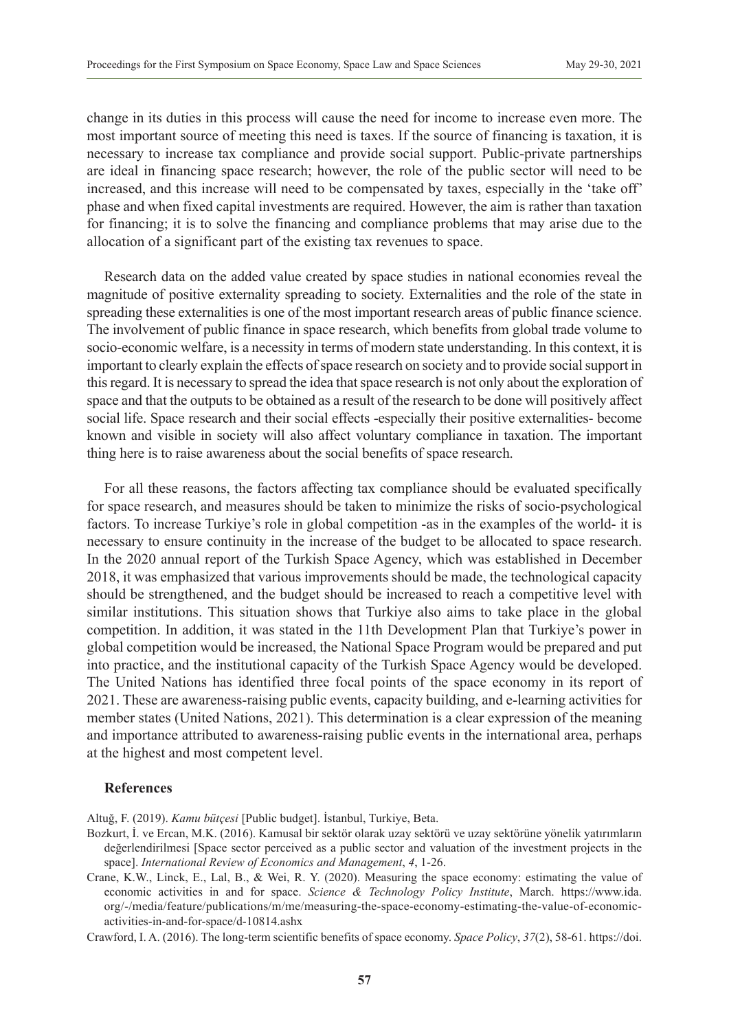change in its duties in this process will cause the need for income to increase even more. The most important source of meeting this need is taxes. If the source of financing is taxation, it is necessary to increase tax compliance and provide social support. Public-private partnerships are ideal in financing space research; however, the role of the public sector will need to be increased, and this increase will need to be compensated by taxes, especially in the 'take off' phase and when fixed capital investments are required. However, the aim is rather than taxation for financing; it is to solve the financing and compliance problems that may arise due to the allocation of a significant part of the existing tax revenues to space.

Research data on the added value created by space studies in national economies reveal the magnitude of positive externality spreading to society. Externalities and the role of the state in spreading these externalities is one of the most important research areas of public finance science. The involvement of public finance in space research, which benefits from global trade volume to socio-economic welfare, is a necessity in terms of modern state understanding. In this context, it is important to clearly explain the effects of space research on society and to provide social support in this regard. It is necessary to spread the idea that space research is not only about the exploration of space and that the outputs to be obtained as a result of the research to be done will positively affect social life. Space research and their social effects -especially their positive externalities- become known and visible in society will also affect voluntary compliance in taxation. The important thing here is to raise awareness about the social benefits of space research.

For all these reasons, the factors affecting tax compliance should be evaluated specifically for space research, and measures should be taken to minimize the risks of socio-psychological factors. To increase Turkiye's role in global competition -as in the examples of the world- it is necessary to ensure continuity in the increase of the budget to be allocated to space research. In the 2020 annual report of the Turkish Space Agency, which was established in December 2018, it was emphasized that various improvements should be made, the technological capacity should be strengthened, and the budget should be increased to reach a competitive level with similar institutions. This situation shows that Turkiye also aims to take place in the global competition. In addition, it was stated in the 11th Development Plan that Turkiye's power in global competition would be increased, the National Space Program would be prepared and put into practice, and the institutional capacity of the Turkish Space Agency would be developed. The United Nations has identified three focal points of the space economy in its report of 2021. These are awareness-raising public events, capacity building, and e-learning activities for member states (United Nations, 2021). This determination is a clear expression of the meaning and importance attributed to awareness-raising public events in the international area, perhaps at the highest and most competent level.

## References

Altuğ, F. (2019). *Kamu bütçesi* [Public budget]. İstanbul, Turkiye, Beta.

Bozkurt, İ. ve Ercan, M.K. (2016). Kamusal bir sektör olarak uzay sektörü ve uzay sektörüne yönelik yatırımların değerlendirilmesi [Space sector perceived as a public sector and valuation of the investment projects in the space]. *International Review of Economics and Management*, *4*, 1-26.

Crane, K.W., Linck, E., Lal, B., & Wei, R. Y. (2020). Measuring the space economy: estimating the value of economic activities in and for space. *Science & Technology Policy Institute*, March. https://www.ida.org/-/media/feature/publications/m/me/measuring-the-space-economy-estimating-the-value-of-economic-activities-in-and-for-space/d-10814.ashx

Crawford, I. A. (2016). The long-term scientific benefits of space economy. *Space Policy*, *37*(2), 58-61. https://doi.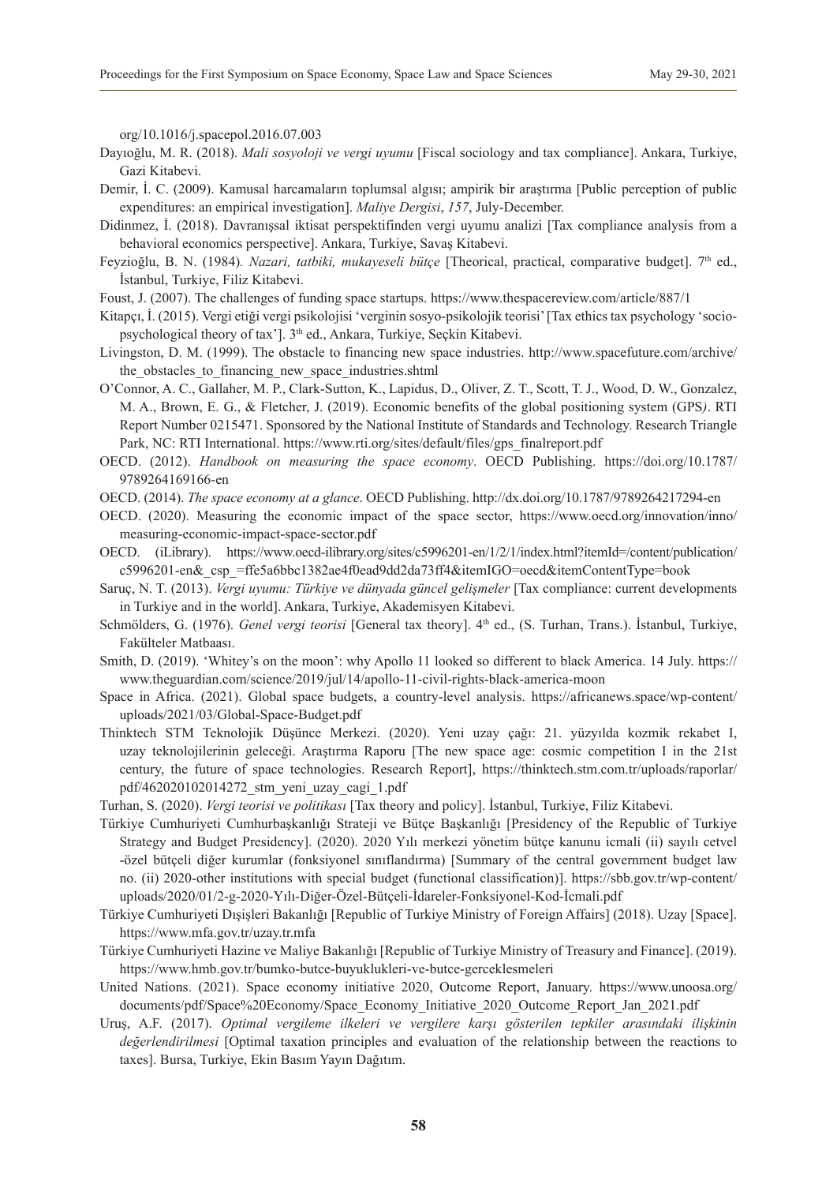org/10.1016/j.spacepol.2016.07.003

Dayıoğlu, M. R. (2018). *Mali sosyoloji ve vergi uyumu* [Fiscal sociology and tax compliance]. Ankara, Turkiye, Gazi Kitabevi.

Demir, İ. C. (2009). Kamusal harcamaların toplumsal algısı; ampirik bir araştırma [Public perception of public expenditures: an empirical investigation]. *Maliye Dergisi*, *157*, July-December.

Didinmez, İ. (2018). Davranışsal iktisat perspektifinden vergi uyumu analizi [Tax compliance analysis from a behavioral economics perspective]. Ankara, Turkiye, Savaş Kitabevi.

Feyzioğlu, B. N. (1984). *Nazari, tatbiki, mukayeseli bütçe* [Theorical, practical, comparative budget]. 7th ed., İstanbul, Turkiye, Filiz Kitabevi.

Foust, J. (2007). The challenges of funding space startups. https://www.thespacereview.com/article/887/1

Kitapçı, İ. (2015). Vergi etiği vergi psikolojisi 'verginin sosyo-psikolojik teorisi' [Tax ethics tax psychology 'socio-psychological theory of tax']. 3th ed., Ankara, Turkiye, Seçkin Kitabevi.

Livingston, D. M. (1999). The obstacle to financing new space industries. http://www.spacefuture.com/archive/the_obstacles_to_financing_new_space_industries.shtml

O'Connor, A. C., Gallaher, M. P., Clark-Sutton, K., Lapidus, D., Oliver, Z. T., Scott, T. J., Wood, D. W., Gonzalez, M. A., Brown, E. G., & Fletcher, J. (2019). Economic benefits of the global positioning system (GPS*)*. RTI Report Number 0215471. Sponsored by the National Institute of Standards and Technology. Research Triangle Park, NC: RTI International. https://www.rti.org/sites/default/files/gps_finalreport.pdf

OECD. (2012). *Handbook on measuring the space economy*. OECD Publishing. https://doi.org/10.1787/9789264169166-en

OECD. (2014). *The space economy at a glance*. OECD Publishing. http://dx.doi.org/10.1787/9789264217294-en

OECD. (2020). Measuring the economic impact of the space sector, https://www.oecd.org/innovation/inno/measuring-economic-impact-space-sector.pdf

OECD. (iLibrary). https://www.oecd-ilibrary.org/sites/c5996201-en/1/2/1/index.html?itemId=/content/publication/c5996201-en&_csp_=ffe5a6bbc1382ae4f0ead9dd2da73ff4&itemIGO=oecd&itemContentType=book

Saruç, N. T. (2013). *Vergi uyumu: Türkiye ve dünyada güncel gelişmeler* [Tax compliance: current developments in Turkiye and in the world]. Ankara, Turkiye, Akademisyen Kitabevi.

Schmölders, G. (1976). *Genel vergi teorisi* [General tax theory]. 4th ed., (S. Turhan, Trans.). İstanbul, Turkiye, Fakülteler Matbaası.

Smith, D. (2019). 'Whitey's on the moon': why Apollo 11 looked so different to black America. 14 July. https://www.theguardian.com/science/2019/jul/14/apollo-11-civil-rights-black-america-moon

Space in Africa. (2021). Global space budgets, a country-level analysis. https://africanews.space/wp-content/uploads/2021/03/Global-Space-Budget.pdf

Thinktech STM Teknolojik Düşünce Merkezi. (2020). Yeni uzay çağı: 21. yüzyılda kozmik rekabet I, uzay teknolojilerinin geleceği. Araştırma Raporu [The new space age: cosmic competition I in the 21st century, the future of space technologies. Research Report], https://thinktech.stm.com.tr/uploads/raporlar/pdf/462020102014272_stm_yeni_uzay_cagi_1.pdf

Turhan, S. (2020). *Vergi teorisi ve politikası* [Tax theory and policy]. İstanbul, Turkiye, Filiz Kitabevi.

Türkiye Cumhuriyeti Cumhurbaşkanlığı Strateji ve Bütçe Başkanlığı [Presidency of the Republic of Turkiye Strategy and Budget Presidency]. (2020). 2020 Yılı merkezi yönetim bütçe kanunu icmali (ii) sayılı cetvel -özel bütçeli diğer kurumlar (fonksiyonel sınıflandırma) [Summary of the central government budget law no. (ii) 2020-other institutions with special budget (functional classification)]. https://sbb.gov.tr/wp-content/uploads/2020/01/2-g-2020-Yılı-Diğer-Özel-Bütçeli-İdareler-Fonksiyonel-Kod-İcmali.pdf

Türkiye Cumhuriyeti Dışişleri Bakanlığı [Republic of Turkiye Ministry of Foreign Affairs] (2018). Uzay [Space]. https://www.mfa.gov.tr/uzay.tr.mfa

Türkiye Cumhuriyeti Hazine ve Maliye Bakanlığı [Republic of Turkiye Ministry of Treasury and Finance]. (2019). https://www.hmb.gov.tr/bumko-butce-buyuklukleri-ve-butce-gerceklesmeleri

United Nations. (2021). Space economy initiative 2020, Outcome Report, January. https://www.unoosa.org/documents/pdf/Space%20Economy/Space_Economy_Initiative_2020_Outcome_Report_Jan_2021.pdf

Uruş, A.F. (2017). *Optimal vergileme ilkeleri ve vergilere karşı gösterilen tepkiler arasındaki ilişkinin değerlendirilmesi* [Optimal taxation principles and evaluation of the relationship between the reactions to taxes]. Bursa, Turkiye, Ekin Basım Yayın Dağıtım.